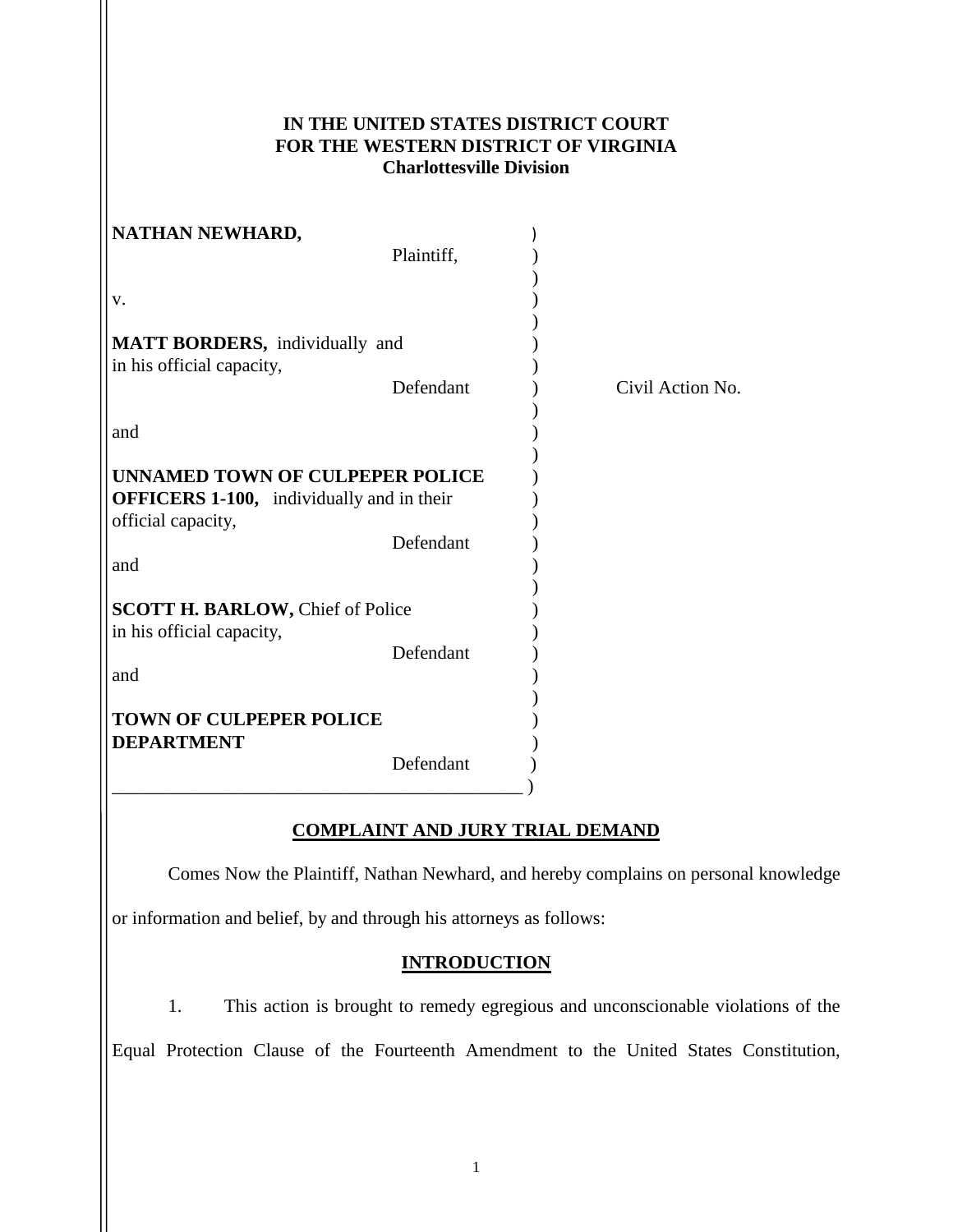**IN THE UNITED STATES DISTRICT COURT**
**FOR THE WESTERN DISTRICT OF VIRGINIA**
**Charlottesville Division**

**NATHAN NEWHARD,**
Plaintiff,

v.

**MATT BORDERS,** individually and in his official capacity,
Defendant

and

**UNNAMED TOWN OF CULPEPER POLICE OFFICERS 1-100,** individually and in their official capacity,
Defendant

and

**SCOTT H. BARLOW,** Chief of Police in his official capacity,
Defendant

and

**TOWN OF CULPEPER POLICE DEPARTMENT**
Defendant

Civil Action No.

## COMPLAINT AND JURY TRIAL DEMAND

Comes Now the Plaintiff, Nathan Newhard, and hereby complains on personal knowledge or information and belief, by and through his attorneys as follows:

## INTRODUCTION

1. This action is brought to remedy egregious and unconscionable violations of the Equal Protection Clause of the Fourteenth Amendment to the United States Constitution,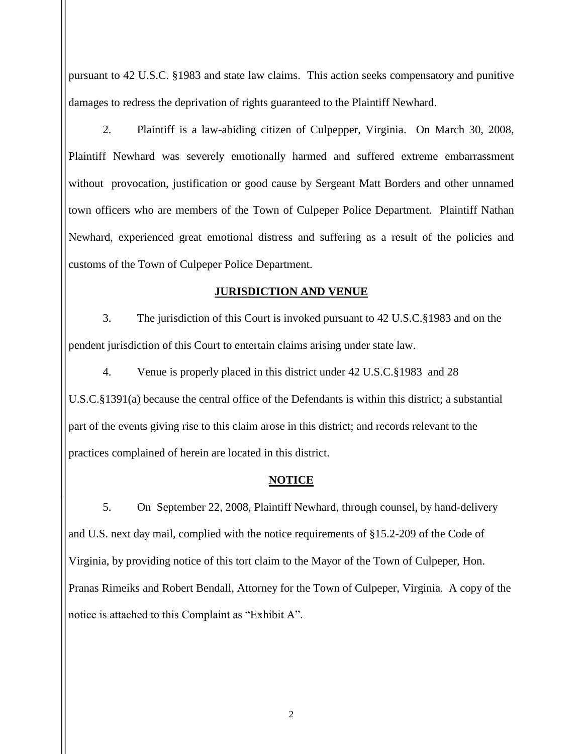pursuant to 42 U.S.C. §1983 and state law claims. This action seeks compensatory and punitive damages to redress the deprivation of rights guaranteed to the Plaintiff Newhard.

2. Plaintiff is a law-abiding citizen of Culpepper, Virginia. On March 30, 2008, Plaintiff Newhard was severely emotionally harmed and suffered extreme embarrassment without provocation, justification or good cause by Sergeant Matt Borders and other unnamed town officers who are members of the Town of Culpeper Police Department. Plaintiff Nathan Newhard, experienced great emotional distress and suffering as a result of the policies and customs of the Town of Culpeper Police Department.

**JURISDICTION AND VENUE**

3. The jurisdiction of this Court is invoked pursuant to 42 U.S.C.§1983 and on the pendent jurisdiction of this Court to entertain claims arising under state law.

4. Venue is properly placed in this district under 42 U.S.C.§1983 and 28 U.S.C.§1391(a) because the central office of the Defendants is within this district; a substantial part of the events giving rise to this claim arose in this district; and records relevant to the practices complained of herein are located in this district.

**NOTICE**

5. On September 22, 2008, Plaintiff Newhard, through counsel, by hand-delivery and U.S. next day mail, complied with the notice requirements of §15.2-209 of the Code of Virginia, by providing notice of this tort claim to the Mayor of the Town of Culpeper, Hon. Pranas Rimeiks and Robert Bendall, Attorney for the Town of Culpeper, Virginia. A copy of the notice is attached to this Complaint as "Exhibit A".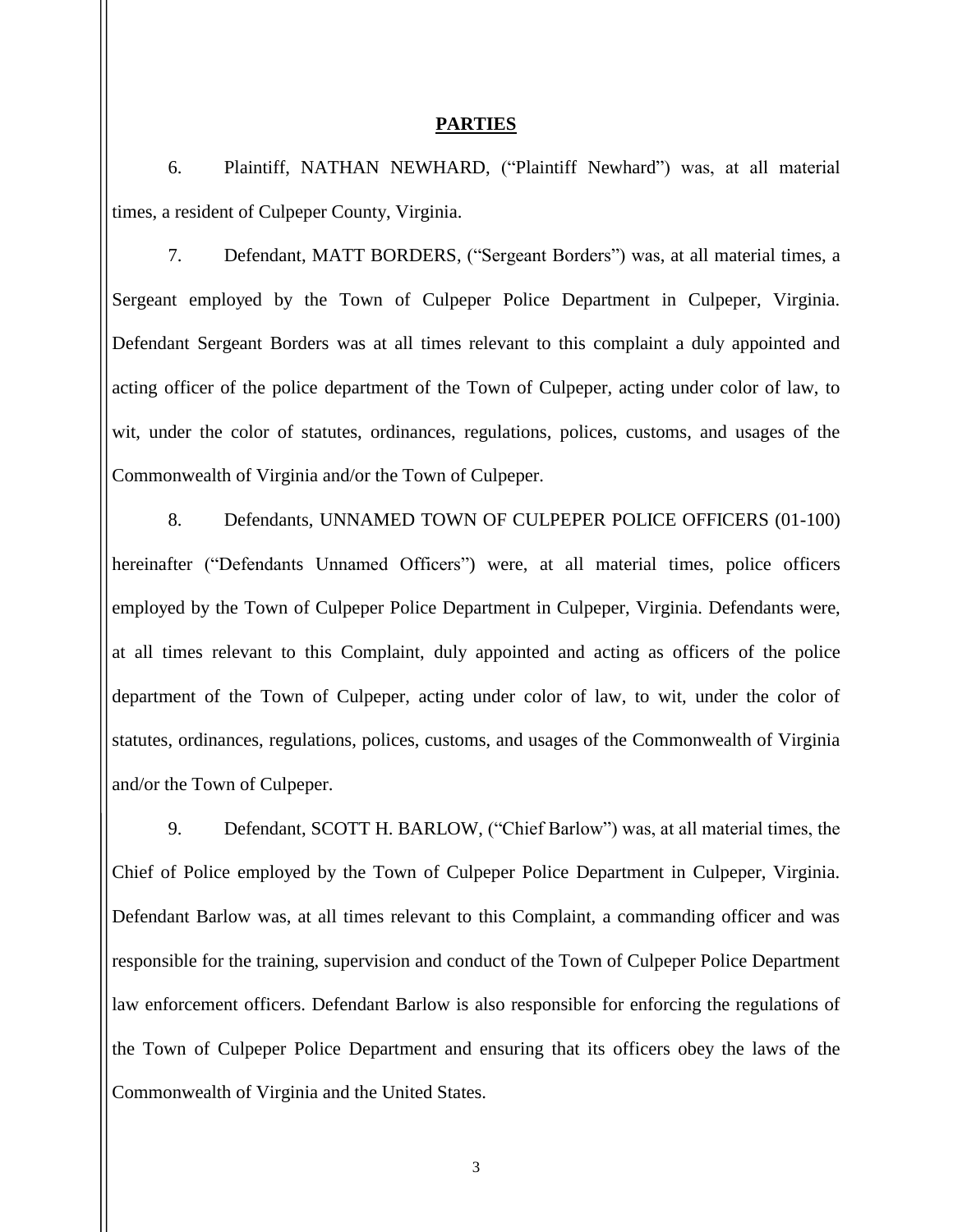## PARTIES

6. Plaintiff, NATHAN NEWHARD, ("Plaintiff Newhard") was, at all material times, a resident of Culpeper County, Virginia.

7. Defendant, MATT BORDERS, ("Sergeant Borders") was, at all material times, a Sergeant employed by the Town of Culpeper Police Department in Culpeper, Virginia. Defendant Sergeant Borders was at all times relevant to this complaint a duly appointed and acting officer of the police department of the Town of Culpeper, acting under color of law, to wit, under the color of statutes, ordinances, regulations, polices, customs, and usages of the Commonwealth of Virginia and/or the Town of Culpeper.

8. Defendants, UNNAMED TOWN OF CULPEPER POLICE OFFICERS (01-100) hereinafter ("Defendants Unnamed Officers") were, at all material times, police officers employed by the Town of Culpeper Police Department in Culpeper, Virginia. Defendants were, at all times relevant to this Complaint, duly appointed and acting as officers of the police department of the Town of Culpeper, acting under color of law, to wit, under the color of statutes, ordinances, regulations, polices, customs, and usages of the Commonwealth of Virginia and/or the Town of Culpeper.

9. Defendant, SCOTT H. BARLOW, ("Chief Barlow") was, at all material times, the Chief of Police employed by the Town of Culpeper Police Department in Culpeper, Virginia. Defendant Barlow was, at all times relevant to this Complaint, a commanding officer and was responsible for the training, supervision and conduct of the Town of Culpeper Police Department law enforcement officers. Defendant Barlow is also responsible for enforcing the regulations of the Town of Culpeper Police Department and ensuring that its officers obey the laws of the Commonwealth of Virginia and the United States.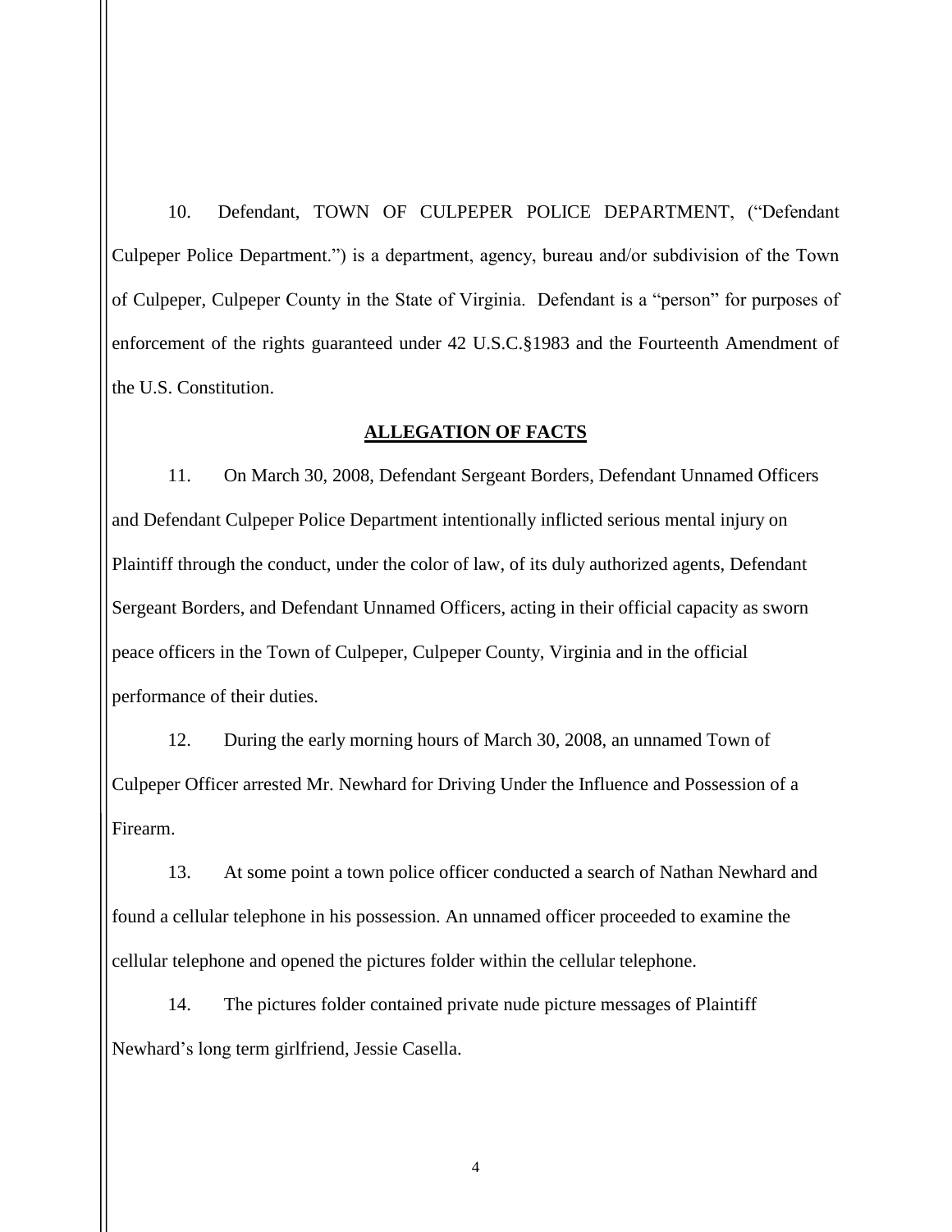10. Defendant, TOWN OF CULPEPER POLICE DEPARTMENT, ("Defendant Culpeper Police Department.") is a department, agency, bureau and/or subdivision of the Town of Culpeper, Culpeper County in the State of Virginia. Defendant is a "person" for purposes of enforcement of the rights guaranteed under 42 U.S.C.§1983 and the Fourteenth Amendment of the U.S. Constitution.

## ALLEGATION OF FACTS

11. On March 30, 2008, Defendant Sergeant Borders, Defendant Unnamed Officers and Defendant Culpeper Police Department intentionally inflicted serious mental injury on Plaintiff through the conduct, under the color of law, of its duly authorized agents, Defendant Sergeant Borders, and Defendant Unnamed Officers, acting in their official capacity as sworn peace officers in the Town of Culpeper, Culpeper County, Virginia and in the official performance of their duties.

12. During the early morning hours of March 30, 2008, an unnamed Town of Culpeper Officer arrested Mr. Newhard for Driving Under the Influence and Possession of a Firearm.

13. At some point a town police officer conducted a search of Nathan Newhard and found a cellular telephone in his possession. An unnamed officer proceeded to examine the cellular telephone and opened the pictures folder within the cellular telephone.

14. The pictures folder contained private nude picture messages of Plaintiff Newhard's long term girlfriend, Jessie Casella.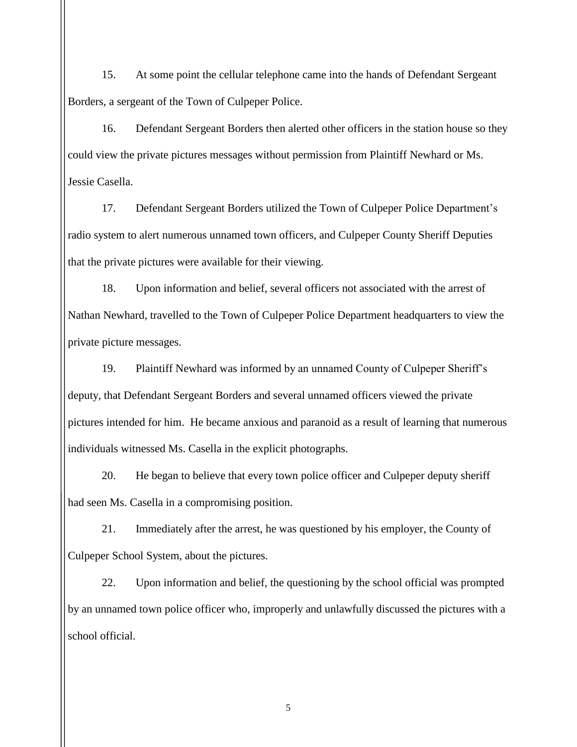15. At some point the cellular telephone came into the hands of Defendant Sergeant Borders, a sergeant of the Town of Culpeper Police.

16. Defendant Sergeant Borders then alerted other officers in the station house so they could view the private pictures messages without permission from Plaintiff Newhard or Ms. Jessie Casella.

17. Defendant Sergeant Borders utilized the Town of Culpeper Police Department's radio system to alert numerous unnamed town officers, and Culpeper County Sheriff Deputies that the private pictures were available for their viewing.

18. Upon information and belief, several officers not associated with the arrest of Nathan Newhard, travelled to the Town of Culpeper Police Department headquarters to view the private picture messages.

19. Plaintiff Newhard was informed by an unnamed County of Culpeper Sheriff's deputy, that Defendant Sergeant Borders and several unnamed officers viewed the private pictures intended for him. He became anxious and paranoid as a result of learning that numerous individuals witnessed Ms. Casella in the explicit photographs.

20. He began to believe that every town police officer and Culpeper deputy sheriff had seen Ms. Casella in a compromising position.

21. Immediately after the arrest, he was questioned by his employer, the County of Culpeper School System, about the pictures.

22. Upon information and belief, the questioning by the school official was prompted by an unnamed town police officer who, improperly and unlawfully discussed the pictures with a school official.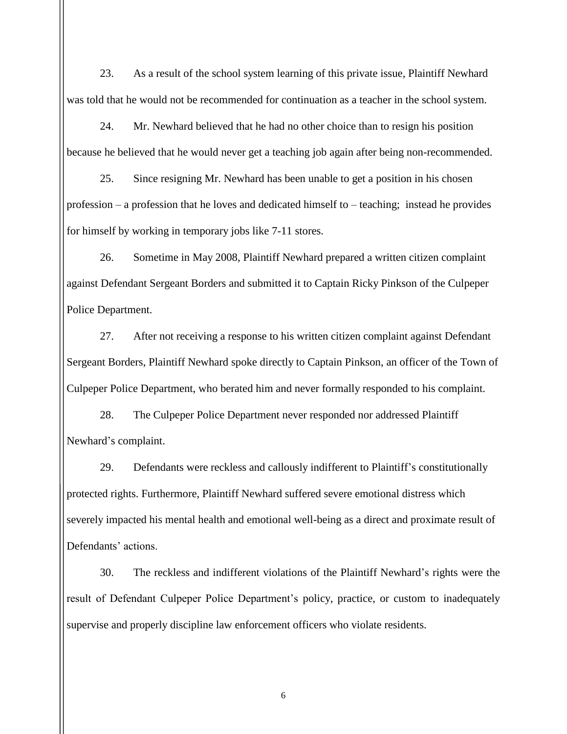23. As a result of the school system learning of this private issue, Plaintiff Newhard was told that he would not be recommended for continuation as a teacher in the school system.

24. Mr. Newhard believed that he had no other choice than to resign his position because he believed that he would never get a teaching job again after being non-recommended.

25. Since resigning Mr. Newhard has been unable to get a position in his chosen profession – a profession that he loves and dedicated himself to – teaching; instead he provides for himself by working in temporary jobs like 7-11 stores.

26. Sometime in May 2008, Plaintiff Newhard prepared a written citizen complaint against Defendant Sergeant Borders and submitted it to Captain Ricky Pinkson of the Culpeper Police Department.

27. After not receiving a response to his written citizen complaint against Defendant Sergeant Borders, Plaintiff Newhard spoke directly to Captain Pinkson, an officer of the Town of Culpeper Police Department, who berated him and never formally responded to his complaint.

28. The Culpeper Police Department never responded nor addressed Plaintiff Newhard's complaint.

29. Defendants were reckless and callously indifferent to Plaintiff's constitutionally protected rights. Furthermore, Plaintiff Newhard suffered severe emotional distress which severely impacted his mental health and emotional well-being as a direct and proximate result of Defendants' actions.

30. The reckless and indifferent violations of the Plaintiff Newhard's rights were the result of Defendant Culpeper Police Department's policy, practice, or custom to inadequately supervise and properly discipline law enforcement officers who violate residents.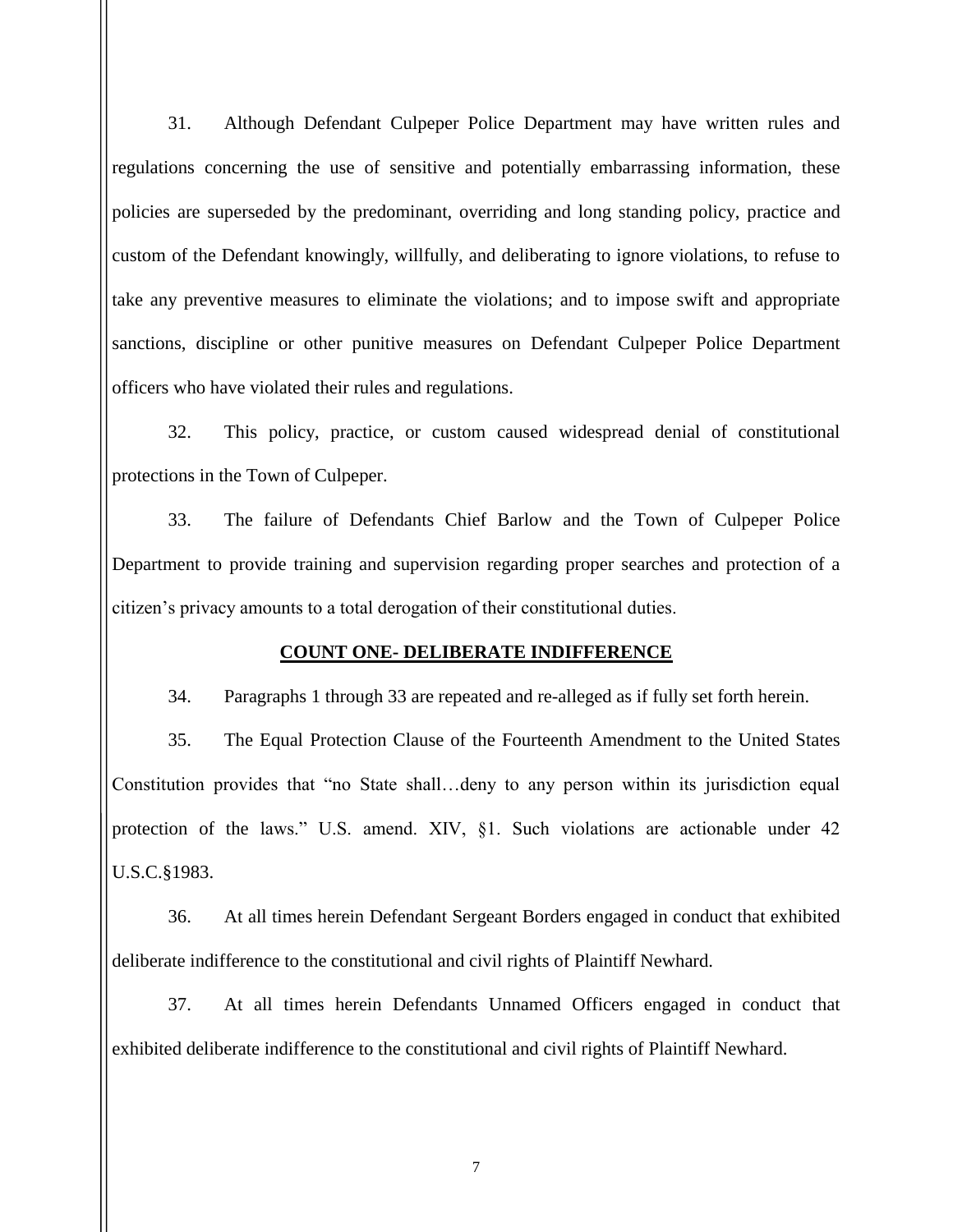31. Although Defendant Culpeper Police Department may have written rules and regulations concerning the use of sensitive and potentially embarrassing information, these policies are superseded by the predominant, overriding and long standing policy, practice and custom of the Defendant knowingly, willfully, and deliberating to ignore violations, to refuse to take any preventive measures to eliminate the violations; and to impose swift and appropriate sanctions, discipline or other punitive measures on Defendant Culpeper Police Department officers who have violated their rules and regulations.

32. This policy, practice, or custom caused widespread denial of constitutional protections in the Town of Culpeper.

33. The failure of Defendants Chief Barlow and the Town of Culpeper Police Department to provide training and supervision regarding proper searches and protection of a citizen's privacy amounts to a total derogation of their constitutional duties.

## **COUNT ONE- DELIBERATE INDIFFERENCE**

34. Paragraphs 1 through 33 are repeated and re-alleged as if fully set forth herein.

35. The Equal Protection Clause of the Fourteenth Amendment to the United States Constitution provides that "no State shall…deny to any person within its jurisdiction equal protection of the laws." U.S. amend. XIV, §1. Such violations are actionable under 42 U.S.C.§1983.

36. At all times herein Defendant Sergeant Borders engaged in conduct that exhibited deliberate indifference to the constitutional and civil rights of Plaintiff Newhard.

37. At all times herein Defendants Unnamed Officers engaged in conduct that exhibited deliberate indifference to the constitutional and civil rights of Plaintiff Newhard.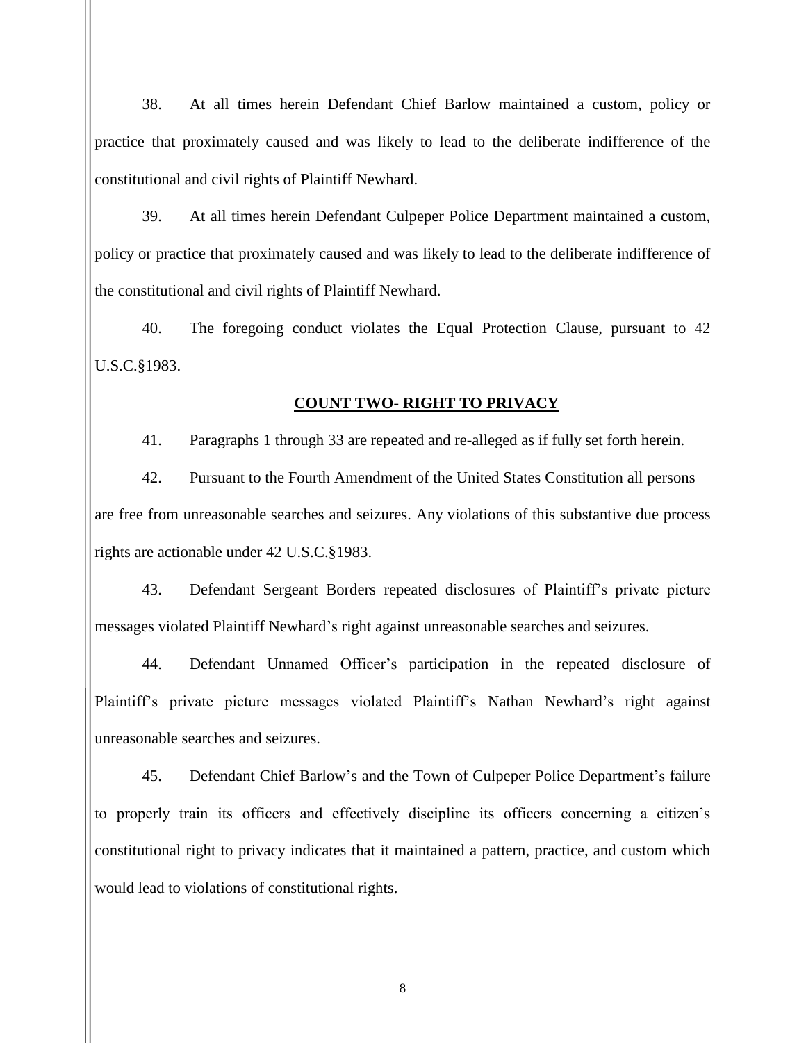38. At all times herein Defendant Chief Barlow maintained a custom, policy or practice that proximately caused and was likely to lead to the deliberate indifference of the constitutional and civil rights of Plaintiff Newhard.

39. At all times herein Defendant Culpeper Police Department maintained a custom, policy or practice that proximately caused and was likely to lead to the deliberate indifference of the constitutional and civil rights of Plaintiff Newhard.

40. The foregoing conduct violates the Equal Protection Clause, pursuant to 42 U.S.C.§1983.

**COUNT TWO- RIGHT TO PRIVACY**

41. Paragraphs 1 through 33 are repeated and re-alleged as if fully set forth herein.

42. Pursuant to the Fourth Amendment of the United States Constitution all persons are free from unreasonable searches and seizures. Any violations of this substantive due process rights are actionable under 42 U.S.C.§1983.

43. Defendant Sergeant Borders repeated disclosures of Plaintiff's private picture messages violated Plaintiff Newhard's right against unreasonable searches and seizures.

44. Defendant Unnamed Officer's participation in the repeated disclosure of Plaintiff's private picture messages violated Plaintiff's Nathan Newhard's right against unreasonable searches and seizures.

45. Defendant Chief Barlow's and the Town of Culpeper Police Department's failure to properly train its officers and effectively discipline its officers concerning a citizen's constitutional right to privacy indicates that it maintained a pattern, practice, and custom which would lead to violations of constitutional rights.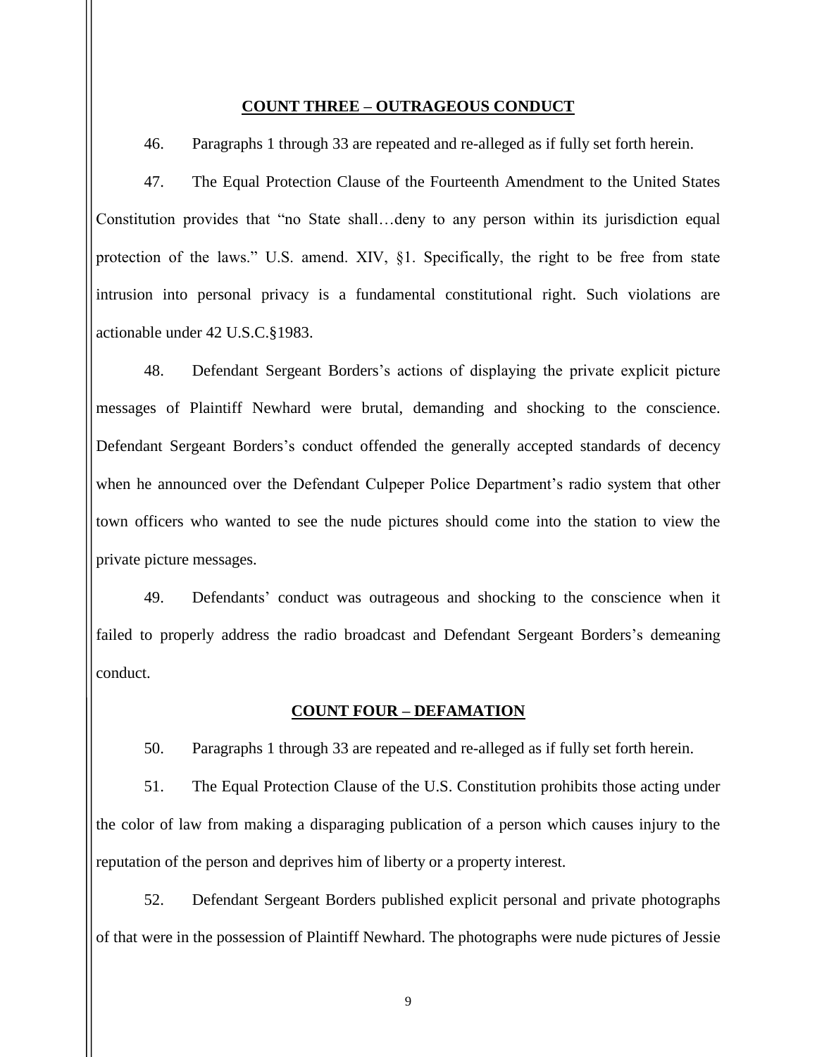**COUNT THREE – OUTRAGEOUS CONDUCT**

46. Paragraphs 1 through 33 are repeated and re-alleged as if fully set forth herein.

47. The Equal Protection Clause of the Fourteenth Amendment to the United States Constitution provides that "no State shall…deny to any person within its jurisdiction equal protection of the laws." U.S. amend. XIV, §1. Specifically, the right to be free from state intrusion into personal privacy is a fundamental constitutional right. Such violations are actionable under 42 U.S.C.§1983.

48. Defendant Sergeant Borders's actions of displaying the private explicit picture messages of Plaintiff Newhard were brutal, demanding and shocking to the conscience. Defendant Sergeant Borders's conduct offended the generally accepted standards of decency when he announced over the Defendant Culpeper Police Department's radio system that other town officers who wanted to see the nude pictures should come into the station to view the private picture messages.

49. Defendants' conduct was outrageous and shocking to the conscience when it failed to properly address the radio broadcast and Defendant Sergeant Borders's demeaning conduct.

**COUNT FOUR – DEFAMATION**

50. Paragraphs 1 through 33 are repeated and re-alleged as if fully set forth herein.

51. The Equal Protection Clause of the U.S. Constitution prohibits those acting under the color of law from making a disparaging publication of a person which causes injury to the reputation of the person and deprives him of liberty or a property interest.

52. Defendant Sergeant Borders published explicit personal and private photographs of that were in the possession of Plaintiff Newhard. The photographs were nude pictures of Jessie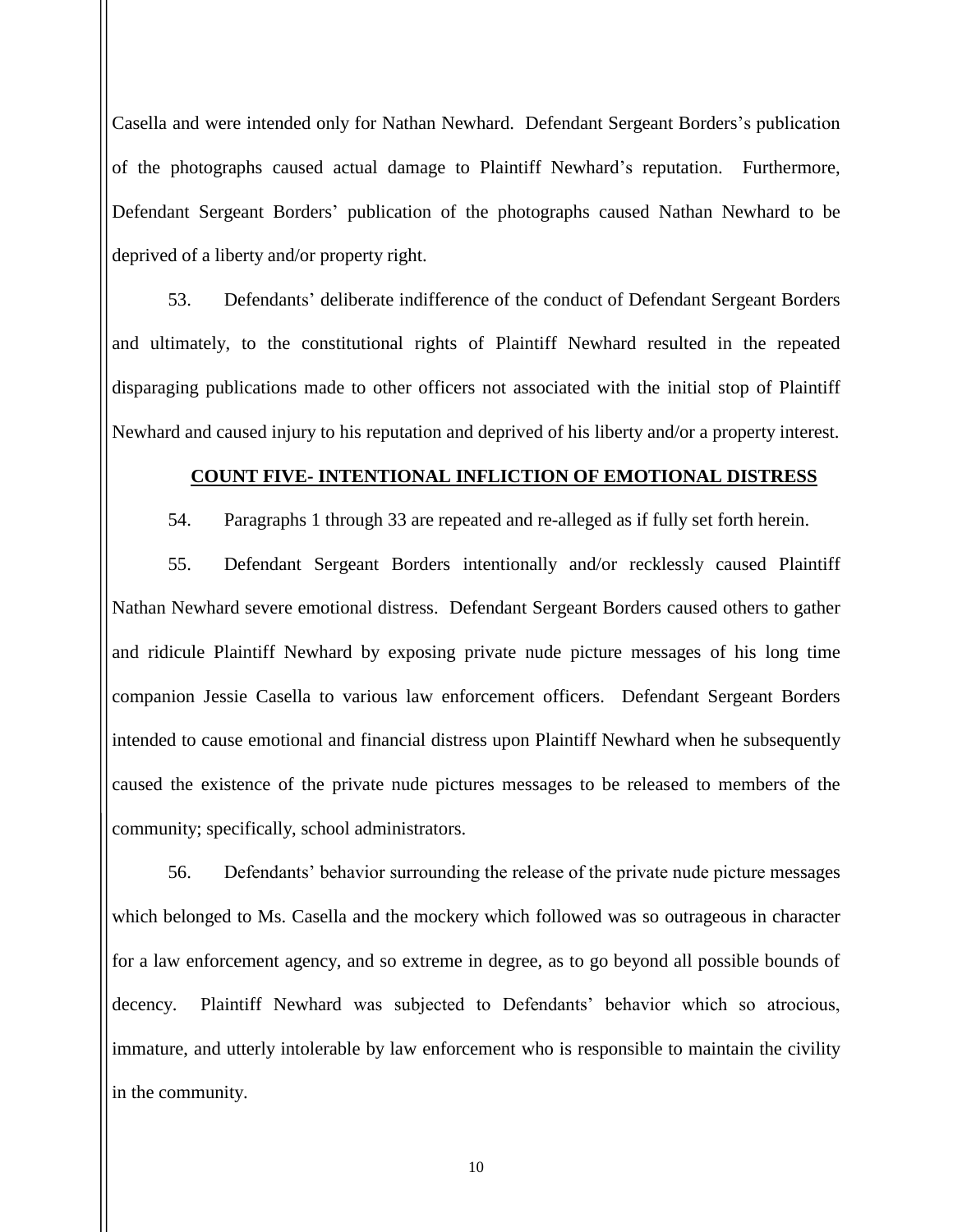Casella and were intended only for Nathan Newhard. Defendant Sergeant Borders's publication of the photographs caused actual damage to Plaintiff Newhard's reputation. Furthermore, Defendant Sergeant Borders' publication of the photographs caused Nathan Newhard to be deprived of a liberty and/or property right.

53. Defendants' deliberate indifference of the conduct of Defendant Sergeant Borders and ultimately, to the constitutional rights of Plaintiff Newhard resulted in the repeated disparaging publications made to other officers not associated with the initial stop of Plaintiff Newhard and caused injury to his reputation and deprived of his liberty and/or a property interest.

**COUNT FIVE- INTENTIONAL INFLICTION OF EMOTIONAL DISTRESS**

54. Paragraphs 1 through 33 are repeated and re-alleged as if fully set forth herein.

55. Defendant Sergeant Borders intentionally and/or recklessly caused Plaintiff Nathan Newhard severe emotional distress. Defendant Sergeant Borders caused others to gather and ridicule Plaintiff Newhard by exposing private nude picture messages of his long time companion Jessie Casella to various law enforcement officers. Defendant Sergeant Borders intended to cause emotional and financial distress upon Plaintiff Newhard when he subsequently caused the existence of the private nude pictures messages to be released to members of the community; specifically, school administrators.

56. Defendants' behavior surrounding the release of the private nude picture messages which belonged to Ms. Casella and the mockery which followed was so outrageous in character for a law enforcement agency, and so extreme in degree, as to go beyond all possible bounds of decency. Plaintiff Newhard was subjected to Defendants' behavior which so atrocious, immature, and utterly intolerable by law enforcement who is responsible to maintain the civility in the community.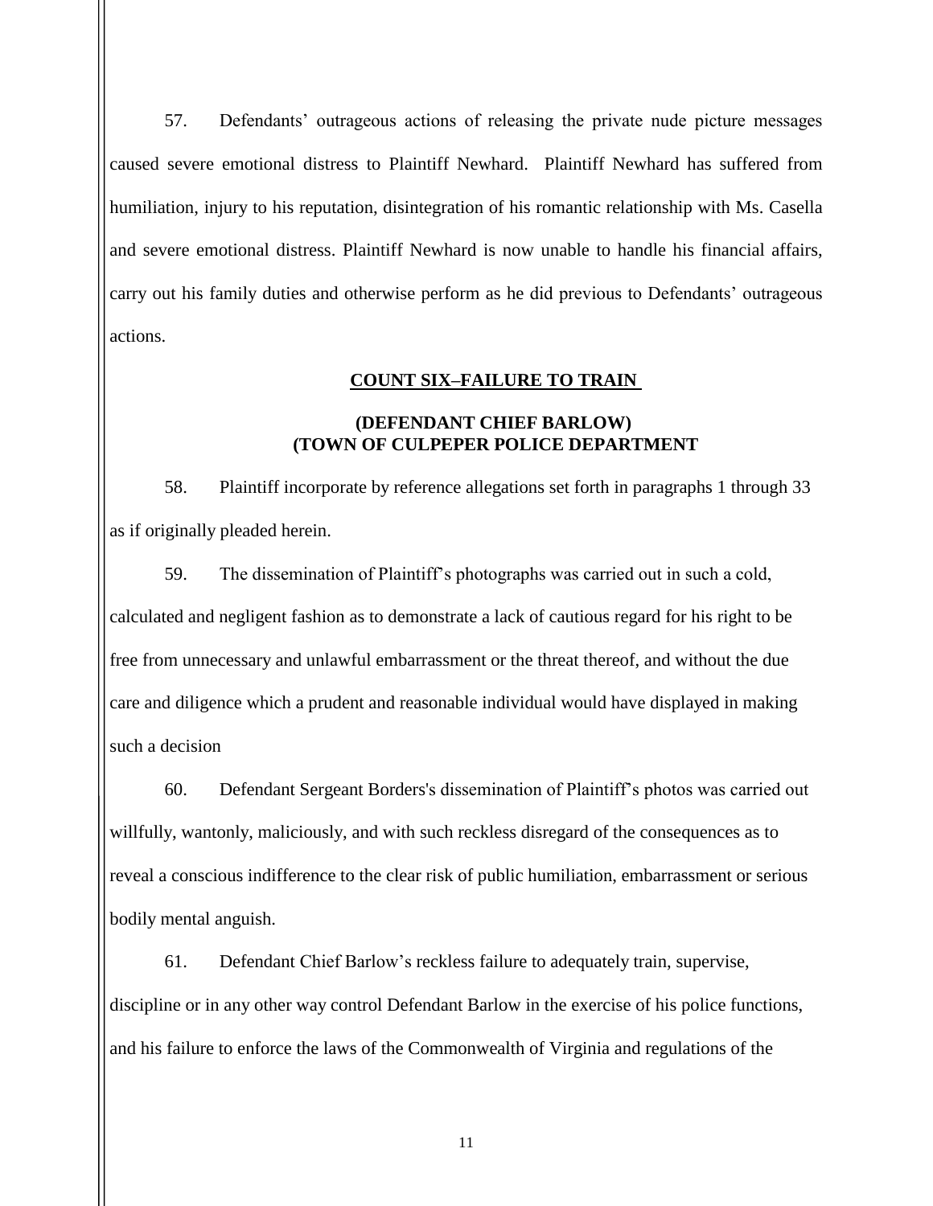57. Defendants' outrageous actions of releasing the private nude picture messages caused severe emotional distress to Plaintiff Newhard. Plaintiff Newhard has suffered from humiliation, injury to his reputation, disintegration of his romantic relationship with Ms. Casella and severe emotional distress. Plaintiff Newhard is now unable to handle his financial affairs, carry out his family duties and otherwise perform as he did previous to Defendants' outrageous actions.

**COUNT SIX–FAILURE TO TRAIN**

**(DEFENDANT CHIEF BARLOW)**
**(TOWN OF CULPEPER POLICE DEPARTMENT**

58. Plaintiff incorporate by reference allegations set forth in paragraphs 1 through 33 as if originally pleaded herein.

59. The dissemination of Plaintiff's photographs was carried out in such a cold, calculated and negligent fashion as to demonstrate a lack of cautious regard for his right to be free from unnecessary and unlawful embarrassment or the threat thereof, and without the due care and diligence which a prudent and reasonable individual would have displayed in making such a decision

60. Defendant Sergeant Borders's dissemination of Plaintiff's photos was carried out willfully, wantonly, maliciously, and with such reckless disregard of the consequences as to reveal a conscious indifference to the clear risk of public humiliation, embarrassment or serious bodily mental anguish.

61. Defendant Chief Barlow's reckless failure to adequately train, supervise, discipline or in any other way control Defendant Barlow in the exercise of his police functions, and his failure to enforce the laws of the Commonwealth of Virginia and regulations of the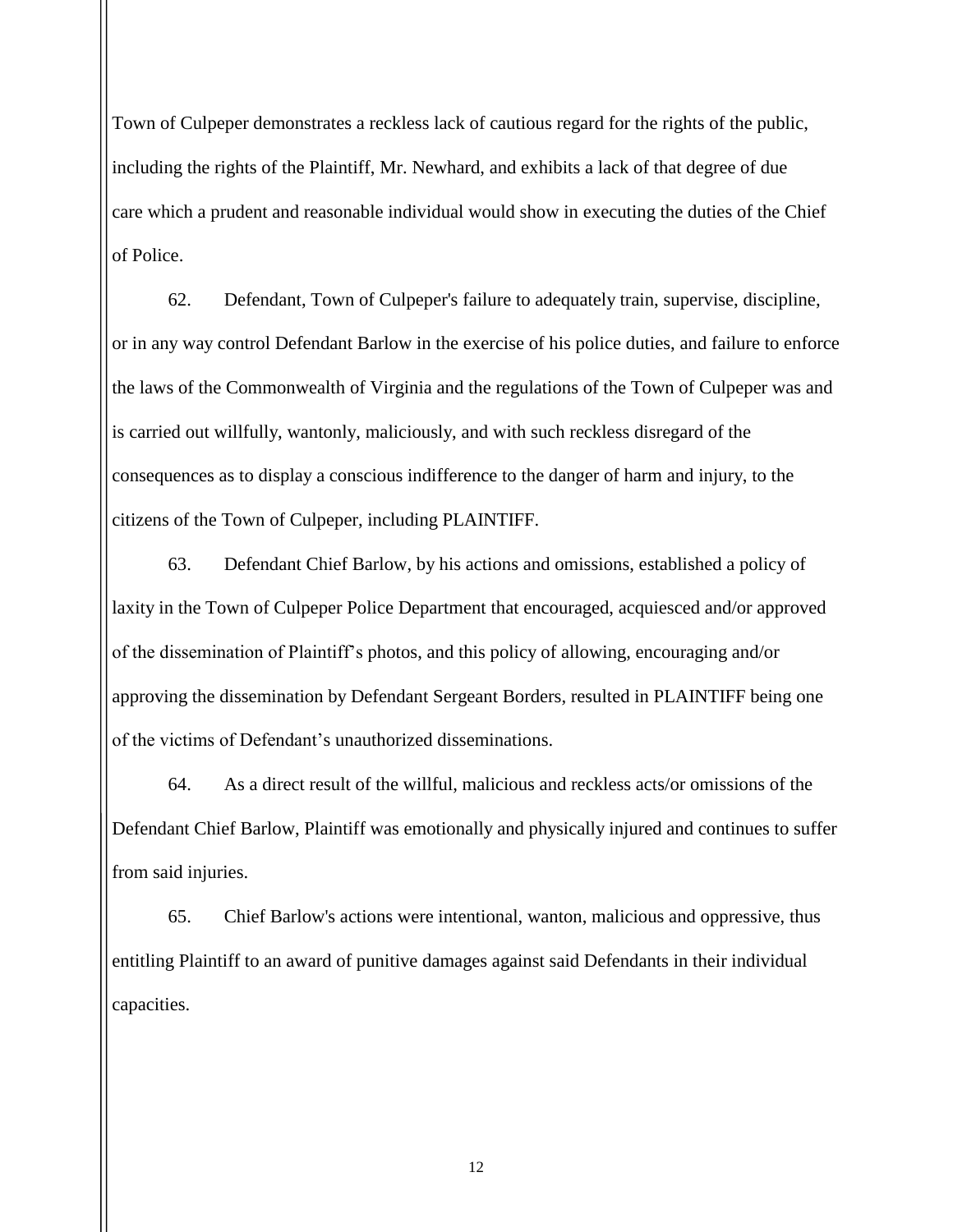Town of Culpeper demonstrates a reckless lack of cautious regard for the rights of the public, including the rights of the Plaintiff, Mr. Newhard, and exhibits a lack of that degree of due care which a prudent and reasonable individual would show in executing the duties of the Chief of Police.

62. Defendant, Town of Culpeper's failure to adequately train, supervise, discipline, or in any way control Defendant Barlow in the exercise of his police duties, and failure to enforce the laws of the Commonwealth of Virginia and the regulations of the Town of Culpeper was and is carried out willfully, wantonly, maliciously, and with such reckless disregard of the consequences as to display a conscious indifference to the danger of harm and injury, to the citizens of the Town of Culpeper, including PLAINTIFF.

63. Defendant Chief Barlow, by his actions and omissions, established a policy of laxity in the Town of Culpeper Police Department that encouraged, acquiesced and/or approved of the dissemination of Plaintiff's photos, and this policy of allowing, encouraging and/or approving the dissemination by Defendant Sergeant Borders, resulted in PLAINTIFF being one of the victims of Defendant's unauthorized disseminations.

64. As a direct result of the willful, malicious and reckless acts/or omissions of the Defendant Chief Barlow, Plaintiff was emotionally and physically injured and continues to suffer from said injuries.

65. Chief Barlow's actions were intentional, wanton, malicious and oppressive, thus entitling Plaintiff to an award of punitive damages against said Defendants in their individual capacities.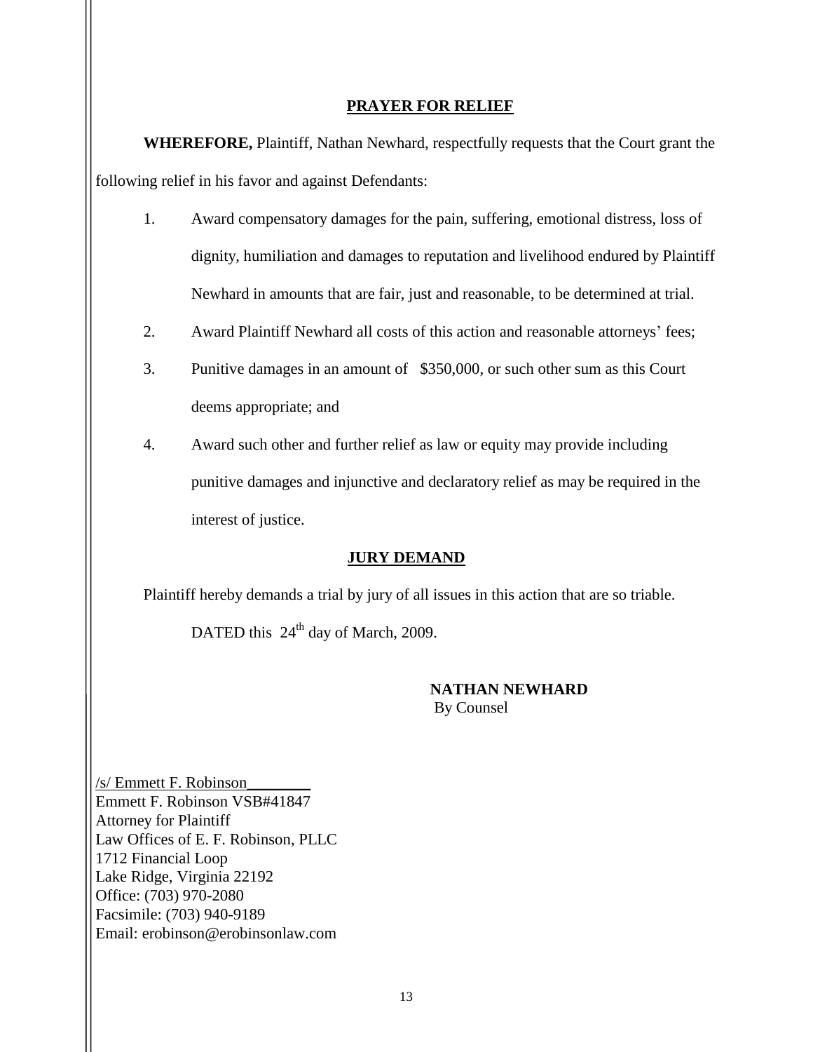## PRAYER FOR RELIEF

**WHEREFORE,** Plaintiff, Nathan Newhard, respectfully requests that the Court grant the following relief in his favor and against Defendants:

1. Award compensatory damages for the pain, suffering, emotional distress, loss of dignity, humiliation and damages to reputation and livelihood endured by Plaintiff Newhard in amounts that are fair, just and reasonable, to be determined at trial.
2. Award Plaintiff Newhard all costs of this action and reasonable attorneys' fees;
3. Punitive damages in an amount of $350,000, or such other sum as this Court deems appropriate; and
4. Award such other and further relief as law or equity may provide including punitive damages and injunctive and declaratory relief as may be required in the interest of justice.

## JURY DEMAND

Plaintiff hereby demands a trial by jury of all issues in this action that are so triable.

DATED this 24th day of March, 2009.

**NATHAN NEWHARD**
By Counsel

/s/ Emmett F. Robinson________
Emmett F. Robinson VSB#41847
Attorney for Plaintiff
Law Offices of E. F. Robinson, PLLC
1712 Financial Loop
Lake Ridge, Virginia 22192
Office: (703) 970-2080
Facsimile: (703) 940-9189
Email: erobinson@erobinsonlaw.com